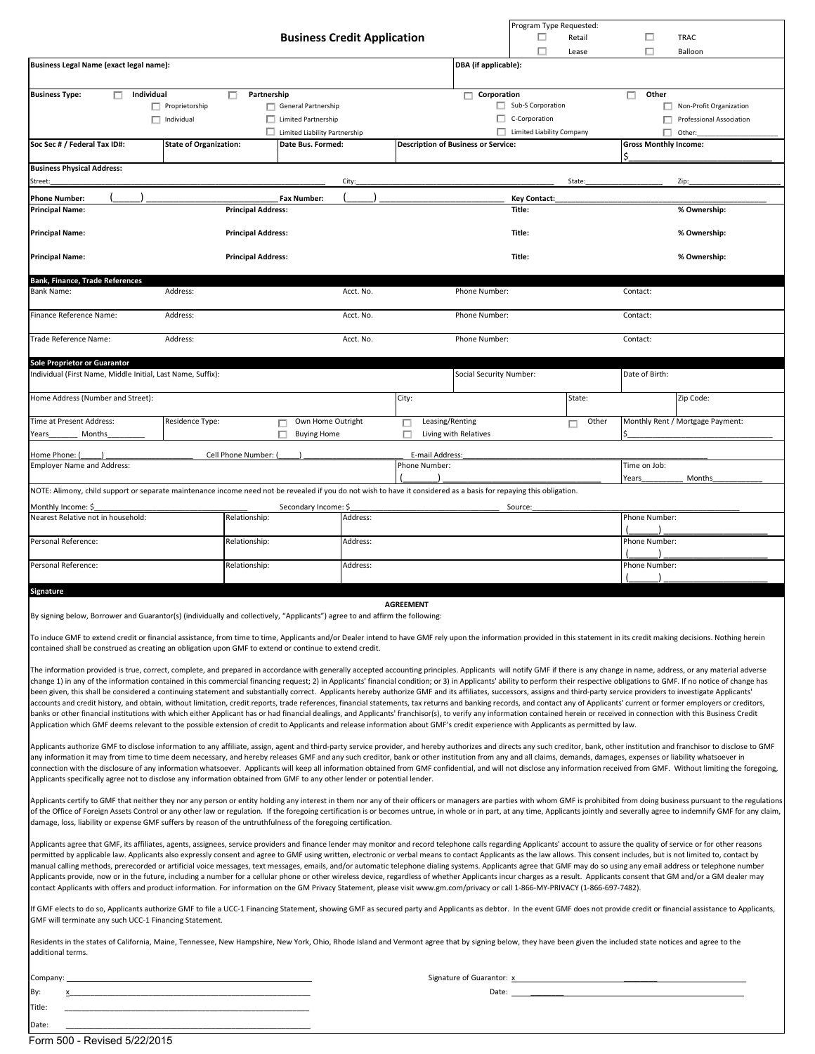# Business Credit Application

**Program Type Requested:**

- ☐ Retail
- ☐ TRAC
- ☐ Lease
- ☐ Balloon

| **Business Legal Name (exact legal name):** | **DBA (if applicable):** |
|---|---|
| | |

**Business Type:**

- ☐ **Individual**
  - ☐ Proprietorship
  - ☐ Individual
- ☐ **Partnership**
  - ☐ General Partnership
  - ☐ Limited Partnership
  - ☐ Limited Liability Partnership
- ☐ **Corporation**
  - ☐ Sub-S Corporation
  - ☐ C-Corporation
  - ☐ Limited Liability Company
- ☐ **Other**
  - ☐ Non-Profit Organization
  - ☐ Professional Association
  - ☐ Other:____________________

| **Soc Sec # / Federal Tax ID#:** | **State of Organization:** | **Date Bus. Formed:** | **Description of Business or Service:** | **Gross Monthly Income:** |
|---|---|---|---|---|
| | | | | $ |

**Business Physical Address:**

Street:______________________ City:______________________ State:__________ Zip:__________

**Phone Number:** (_____) ______________________ **Fax Number:** (_____) ______________________ **Key Contact:**______________________

| **Principal Name:** | **Principal Address:** | **Title:** | **% Ownership:** |
|---|---|---|---|
| **Principal Name:** | **Principal Address:** | **Title:** | **% Ownership:** |
| **Principal Name:** | **Principal Address:** | **Title:** | **% Ownership:** |

## Bank, Finance, Trade References

| Bank Name: | Address: | Acct. No. | Phone Number: | Contact: |
|---|---|---|---|---|
| Finance Reference Name: | Address: | Acct. No. | Phone Number: | Contact: |
| Trade Reference Name: | Address: | Acct. No. | Phone Number: | Contact: |

## Sole Proprietor or Guarantor

| Individual (First Name, Middle Initial, Last Name, Suffix): | Social Security Number: | Date of Birth: |
|---|---|---|
| | | |

| Home Address (Number and Street): | City: | State: | Zip Code: |
|---|---|---|---|
| | | | |

Time at Present Address: Years_______ Months________

Residence Type: ☐ Own Home Outright ☐ Buying Home ☐ Leasing/Renting ☐ Living with Relatives ☐ Other

Monthly Rent / Mortgage Payment: $____________________

Home Phone: (_____) ________________ Cell Phone Number: (_____) ______________________ E-mail Address:______________________

Employer Name and Address: ______________________ Phone Number: (_______) ______________________ Time on Job: Years__________ Months___________

NOTE: Alimony, child support or separate maintenance income need not be revealed if you do not wish to have it considered as a basis for repaying this obligation.

Monthly Income: $____________________ Secondary Income: $____________________ Source:____________________

| Nearest Relative not in household: | Relationship: | Address: | Phone Number: (_______) ______________ |
|---|---|---|---|
| Personal Reference: | Relationship: | Address: | Phone Number: (_______) ______________ |
| Personal Reference: | Relationship: | Address: | Phone Number: (_______) ______________ |

## Signature

**AGREEMENT**

By signing below, Borrower and Guarantor(s) (individually and collectively, "Applicants") agree to and affirm the following:

To induce GMF to extend credit or financial assistance, from time to time, Applicants and/or Dealer intend to have GMF rely upon the information provided in this statement in its credit making decisions. Nothing herein contained shall be construed as creating an obligation upon GMF to extend or continue to extend credit.

The information provided is true, correct, complete, and prepared in accordance with generally accepted accounting principles. Applicants will notify GMF if there is any change in name, address, or any material adverse change 1) in any of the information contained in this commercial financing request; 2) in Applicants' financial condition; or 3) in Applicants' ability to perform their respective obligations to GMF. If no notice of change has been given, this shall be considered a continuing statement and substantially correct. Applicants hereby authorize GMF and its affiliates, successors, assigns and third-party service providers to investigate Applicants' accounts and credit history, and obtain, without limitation, credit reports, trade references, financial statements, tax returns and banking records, and contact any of Applicants' current or former employers or creditors, banks or other financial institutions with which either Applicant has or had financial dealings, and Applicants' franchisor(s), to verify any information contained herein or received in connection with this Business Credit Application which GMF deems relevant to the possible extension of credit to Applicants and release information about GMF's credit experience with Applicants as permitted by law.

Applicants authorize GMF to disclose information to any affiliate, assign, agent and third-party service provider, and hereby authorizes and directs any such creditor, bank, other institution and franchisor to disclose to GMF any information it may from time to time deem necessary, and hereby releases GMF and any such creditor, bank or other institution from any and all claims, demands, damages, expenses or liability whatsoever in connection with the disclosure of any information whatsoever. Applicants will keep all information obtained from GMF confidential, and will not disclose any information received from GMF. Without limiting the foregoing, Applicants specifically agree not to disclose any information obtained from GMF to any other lender or potential lender.

Applicants certify to GMF that neither they nor any person or entity holding any interest in them nor any of their officers or managers are parties with whom GMF is prohibited from doing business pursuant to the regulations of the Office of Foreign Assets Control or any other law or regulation. If the foregoing certification is or becomes untrue, in whole or in part, at any time, Applicants jointly and severally agree to indemnify GMF for any claim, damage, loss, liability or expense GMF suffers by reason of the untruthfulness of the foregoing certification.

Applicants agree that GMF, its affiliates, agents, assignees, service providers and finance lender may monitor and record telephone calls regarding Applicants' account to assure the quality of service or for other reasons permitted by applicable law. Applicants also expressly consent and agree to GMF using written, electronic or verbal means to contact Applicants as the law allows. This consent includes, but is not limited to, contact by manual calling methods, prerecorded or artificial voice messages, text messages, emails, and/or automatic telephone dialing systems. Applicants agree that GMF may do so using any email address or telephone number Applicants provide, now or in the future, including a number for a cellular phone or other wireless device, regardless of whether Applicants incur charges as a result. Applicants consent that GM and/or a GM dealer may contact Applicants with offers and product information. For information on the GM Privacy Statement, please visit www.gm.com/privacy or call 1-866-MY-PRIVACY (1-866-697-7482).

If GMF elects to do so, Applicants authorize GMF to file a UCC-1 Financing Statement, showing GMF as secured party and Applicants as debtor. In the event GMF does not provide credit or financial assistance to Applicants, GMF will terminate any such UCC-1 Financing Statement.

Residents in the states of California, Maine, Tennessee, New Hampshire, New York, Ohio, Rhode Island and Vermont agree that by signing below, they have been given the included state notices and agree to the additional terms.

Company: ______________________________

By: x______________________________

Title: ______________________________

Date: ______________________________

Signature of Guarantor: x______________________________

Date: ______________________________

Form 500 - Revised 5/22/2015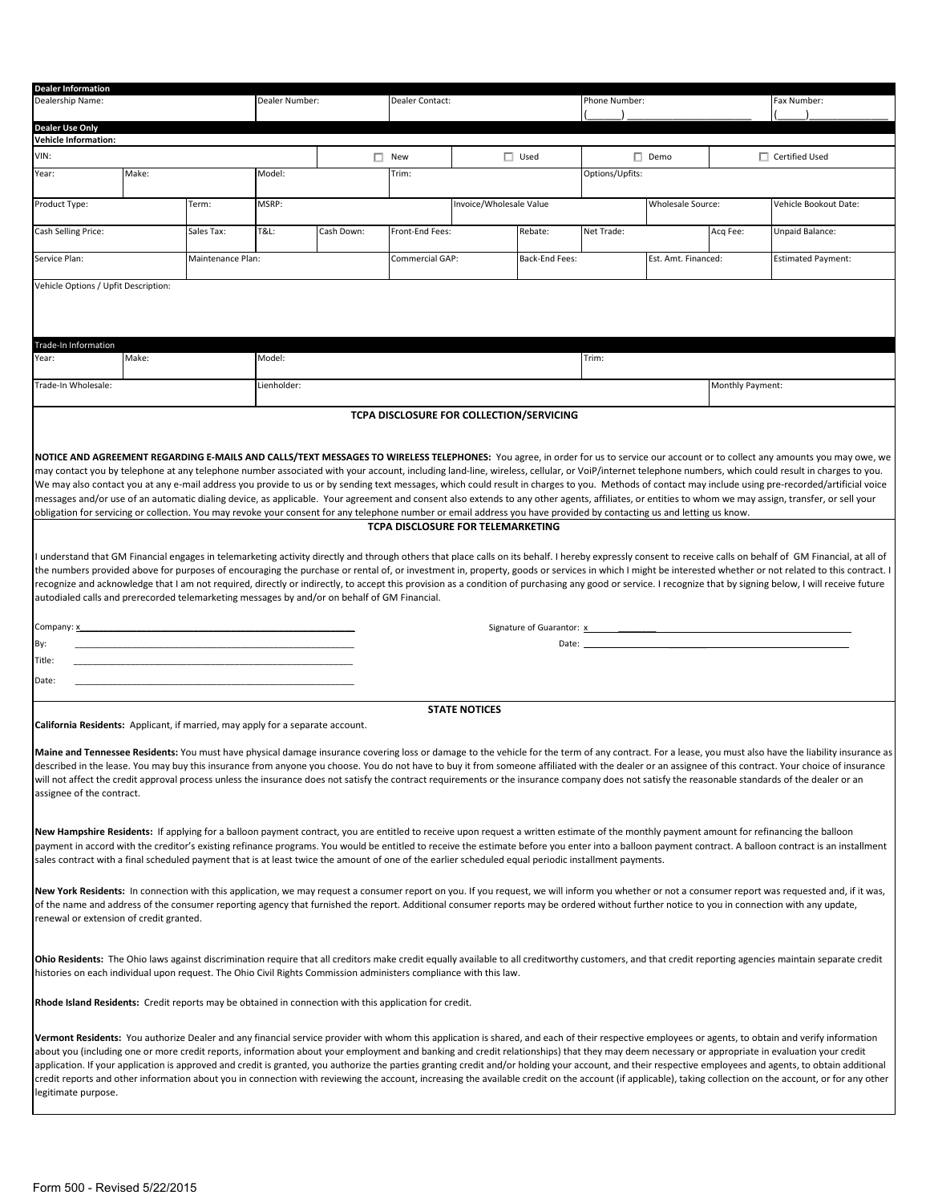## Dealer Information

| Dealership Name: | Dealer Number: | Dealer Contact: | Phone Number: | Fax Number: |
|---|---|---|---|---|
| | | | (\_\_\_\_\_\_) \_\_\_\_\_\_\_\_\_\_\_\_\_\_\_\_\_\_\_\_\_\_ | (\_\_\_\_\_) \_\_\_\_\_\_\_\_\_\_\_\_\_\_\_ |

## Dealer Use Only

**Vehicle Information:**

| | | | | | | | | | | |
|---|---|---|---|---|---|---|---|---|---|---|
| VIN: | | | | ☐ New | | ☐ Used | | ☐ Demo | | ☐ Certified Used |
| Year: | Make: | | Model: | | Trim: | | | Options/Upfits: | | |
| Product Type: | | Term: | MSRP: | | | Invoice/Wholesale Value | | Wholesale Source: | | Vehicle Bookout Date: |
| Cash Selling Price: | | Sales Tax: | T&L: | Cash Down: | Front-End Fees: | | Rebate: | Net Trade: | Acq Fee: | Unpaid Balance: |
| Service Plan: | | Maintenance Plan: | | | Commercial GAP: | | Back-End Fees: | Est. Amt. Financed: | | Estimated Payment: |

Vehicle Options / Upfit Description:

## Trade-In Information

| | | | | |
|---|---|---|---|---|
| Year: | Make: | Model: | Trim: | |
| Trade-In Wholesale: | | Lienholder: | | Monthly Payment: |

### TCPA DISCLOSURE FOR COLLECTION/SERVICING

**NOTICE AND AGREEMENT REGARDING E-MAILS AND CALLS/TEXT MESSAGES TO WIRELESS TELEPHONES:** You agree, in order for us to service our account or to collect any amounts you may owe, we may contact you by telephone at any telephone number associated with your account, including land-line, wireless, cellular, or VoiP/internet telephone numbers, which could result in charges to you. We may also contact you at any e-mail address you provide to us or by sending text messages, which could result in charges to you. Methods of contact may include using pre-recorded/artificial voice messages and/or use of an automatic dialing device, as applicable. Your agreement and consent also extends to any other agents, affiliates, or entities to whom we may assign, transfer, or sell your obligation for servicing or collection. You may revoke your consent for any telephone number or email address you have provided by contacting us and letting us know.

### TCPA DISCLOSURE FOR TELEMARKETING

I understand that GM Financial engages in telemarketing activity directly and through others that place calls on its behalf. I hereby expressly consent to receive calls on behalf of GM Financial, at all of the numbers provided above for purposes of encouraging the purchase or rental of, or investment in, property, goods or services in which I might be interested whether or not related to this contract. I recognize and acknowledge that I am not required, directly or indirectly, to accept this provision as a condition of purchasing any good or service. I recognize that by signing below, I will receive future autodialed calls and prerecorded telemarketing messages by and/or on behalf of GM Financial.

Company: x\_\_\_\_\_\_\_\_\_\_\_\_\_\_\_\_\_\_\_\_\_\_\_\_\_\_\_\_\_\_\_\_\_\_\_\_\_\_\_\_\_\_\_\_

By: \_\_\_\_\_\_\_\_\_\_\_\_\_\_\_\_\_\_\_\_\_\_\_\_\_\_\_\_\_\_\_\_\_\_\_\_\_\_\_\_\_\_\_\_

Title: \_\_\_\_\_\_\_\_\_\_\_\_\_\_\_\_\_\_\_\_\_\_\_\_\_\_\_\_\_\_\_\_\_\_\_\_\_\_\_\_\_\_\_\_

Date: \_\_\_\_\_\_\_\_\_\_\_\_\_\_\_\_\_\_\_\_\_\_\_\_\_\_\_\_\_\_\_\_\_\_\_\_\_\_\_\_\_\_\_\_

Signature of Guarantor: x\_\_\_\_\_\_\_\_\_\_\_\_\_\_\_\_\_\_\_\_\_\_\_\_\_\_\_\_\_\_\_\_\_\_\_\_\_\_\_\_\_\_\_\_

Date: \_\_\_\_\_\_\_\_\_\_\_\_\_\_\_\_\_\_\_\_\_\_\_\_\_\_\_\_\_\_\_\_\_\_\_\_\_\_\_\_\_\_\_\_

### STATE NOTICES

**California Residents:** Applicant, if married, may apply for a separate account.

**Maine and Tennessee Residents:** You must have physical damage insurance covering loss or damage to the vehicle for the term of any contract. For a lease, you must also have the liability insurance as described in the lease. You may buy this insurance from anyone you choose. You do not have to buy it from someone affiliated with the dealer or an assignee of this contract. Your choice of insurance will not affect the credit approval process unless the insurance does not satisfy the contract requirements or the insurance company does not satisfy the reasonable standards of the dealer or an assignee of the contract.

**New Hampshire Residents:** If applying for a balloon payment contract, you are entitled to receive upon request a written estimate of the monthly payment amount for refinancing the balloon payment in accord with the creditor's existing refinance programs. You would be entitled to receive the estimate before you enter into a balloon payment contract. A balloon contract is an installment sales contract with a final scheduled payment that is at least twice the amount of one of the earlier scheduled equal periodic installment payments.

**New York Residents:** In connection with this application, we may request a consumer report on you. If you request, we will inform you whether or not a consumer report was requested and, if it was, of the name and address of the consumer reporting agency that furnished the report. Additional consumer reports may be ordered without further notice to you in connection with any update, renewal or extension of credit granted.

**Ohio Residents:** The Ohio laws against discrimination require that all creditors make credit equally available to all creditworthy customers, and that credit reporting agencies maintain separate credit histories on each individual upon request. The Ohio Civil Rights Commission administers compliance with this law.

**Rhode Island Residents:** Credit reports may be obtained in connection with this application for credit.

**Vermont Residents:** You authorize Dealer and any financial service provider with whom this application is shared, and each of their respective employees or agents, to obtain and verify information about you (including one or more credit reports, information about your employment and banking and credit relationships) that they may deem necessary or appropriate in evaluation your credit application. If your application is approved and credit is granted, you authorize the parties granting credit and/or holding your account, and their respective employees and agents, to obtain additional credit reports and other information about you in connection with reviewing the account, increasing the available credit on the account (if applicable), taking collection on the account, or for any other legitimate purpose.

Form 500 - Revised 5/22/2015